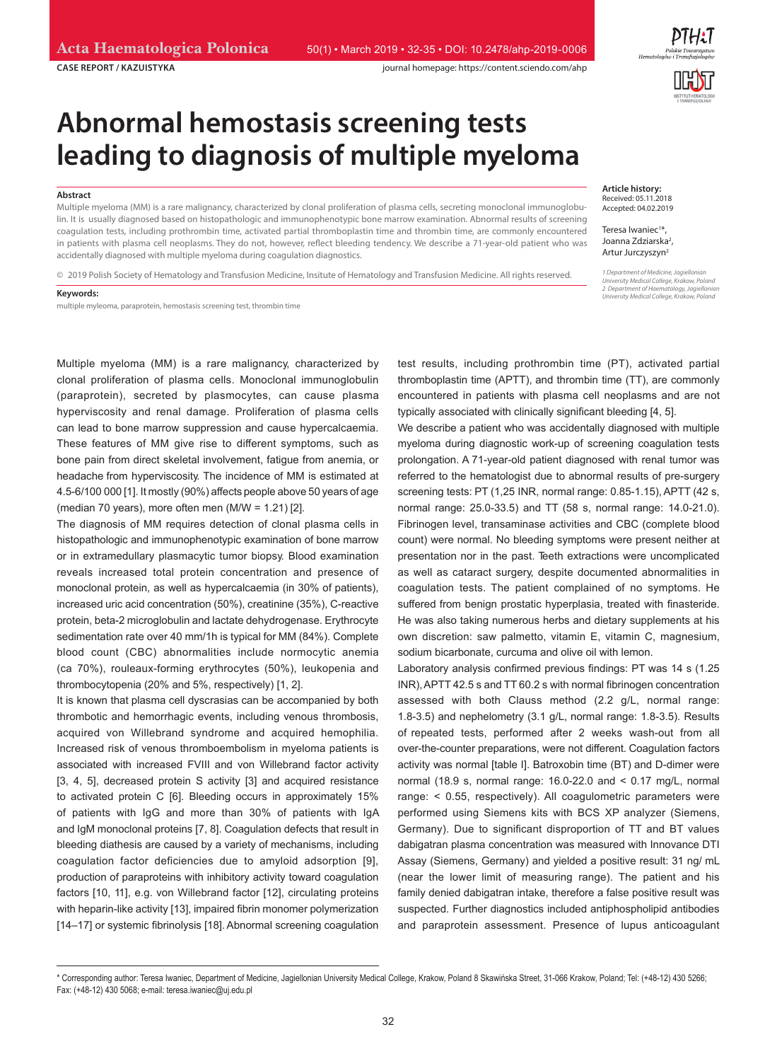CASE REPORT / KAZUISTYKA

# Abnormal hemostasis screening tests leading to diagnosis of multiple myeloma

**Article history:**
Received: 05.11.2018
Accepted: 04.02.2019

Teresa Iwaniec[1]*, Joanna Zdziarska[2], Artur Jurczyszyn[2]

1 Department of Medicine, Jagiellonian University Medical College, Krakow, Poland
2 Department of Haematology, Jagiellonian University Medical College, Krakow, Poland

### Abstract

Multiple myeloma (MM) is a rare malignancy, characterized by clonal proliferation of plasma cells, secreting monoclonal immunoglobulin. It is usually diagnosed based on histopathologic and immunophenotypic bone marrow examination. Abnormal results of screening coagulation tests, including prothrombin time, activated partial thromboplastin time and thrombin time, are commonly encountered in patients with plasma cell neoplasms. They do not, however, reflect bleeding tendency. We describe a 71-year-old patient who was accidentally diagnosed with multiple myeloma during coagulation diagnostics.

© 2019 Polish Society of Hematology and Transfusion Medicine, Insitute of Hematology and Transfusion Medicine. All rights reserved.

**Keywords:**
multiple myleoma, paraprotein, hemostasis screening test, thrombin time

Multiple myeloma (MM) is a rare malignancy, characterized by clonal proliferation of plasma cells. Monoclonal immunoglobulin (paraprotein), secreted by plasmocytes, can cause plasma hyperviscosity and renal damage. Proliferation of plasma cells can lead to bone marrow suppression and cause hypercalcaemia. These features of MM give rise to different symptoms, such as bone pain from direct skeletal involvement, fatigue from anemia, or headache from hyperviscosity. The incidence of MM is estimated at 4.5-6/100 000 [1]. It mostly (90%) affects people above 50 years of age (median 70 years), more often men (M/W = 1.21) [2].

The diagnosis of MM requires detection of clonal plasma cells in histopathologic and immunophenotypic examination of bone marrow or in extramedullary plasmacytic tumor biopsy. Blood examination reveals increased total protein concentration and presence of monoclonal protein, as well as hypercalcaemia (in 30% of patients), increased uric acid concentration (50%), creatinine (35%), C-reactive protein, beta-2 microglobulin and lactate dehydrogenase. Erythrocyte sedimentation rate over 40 mm/1h is typical for MM (84%). Complete blood count (CBC) abnormalities include normocytic anemia (ca 70%), rouleaux-forming erythrocytes (50%), leukopenia and thrombocytopenia (20% and 5%, respectively) [1, 2].

It is known that plasma cell dyscrasias can be accompanied by both thrombotic and hemorrhagic events, including venous thrombosis, acquired von Willebrand syndrome and acquired hemophilia. Increased risk of venous thromboembolism in myeloma patients is associated with increased FVIII and von Willebrand factor activity [3, 4, 5], decreased protein S activity [3] and acquired resistance to activated protein C [6]. Bleeding occurs in approximately 15% of patients with IgG and more than 30% of patients with IgA and IgM monoclonal proteins [7, 8]. Coagulation defects that result in bleeding diathesis are caused by a variety of mechanisms, including coagulation factor deficiencies due to amyloid adsorption [9], production of paraproteins with inhibitory activity toward coagulation factors [10, 11], e.g. von Willebrand factor [12], circulating proteins with heparin-like activity [13], impaired fibrin monomer polymerization [14–17] or systemic fibrinolysis [18]. Abnormal screening coagulation test results, including prothrombin time (PT), activated partial thromboplastin time (APTT), and thrombin time (TT), are commonly encountered in patients with plasma cell neoplasms and are not typically associated with clinically significant bleeding [4, 5].

We describe a patient who was accidentally diagnosed with multiple myeloma during diagnostic work-up of screening coagulation tests prolongation. A 71-year-old patient diagnosed with renal tumor was referred to the hematologist due to abnormal results of pre-surgery screening tests: PT (1,25 INR, normal range: 0.85-1.15), APTT (42 s, normal range: 25.0-33.5) and TT (58 s, normal range: 14.0-21.0). Fibrinogen level, transaminase activities and CBC (complete blood count) were normal. No bleeding symptoms were present neither at presentation nor in the past. Teeth extractions were uncomplicated as well as cataract surgery, despite documented abnormalities in coagulation tests. The patient complained of no symptoms. He suffered from benign prostatic hyperplasia, treated with finasteride. He was also taking numerous herbs and dietary supplements at his own discretion: saw palmetto, vitamin E, vitamin C, magnesium, sodium bicarbonate, curcuma and olive oil with lemon.

Laboratory analysis confirmed previous findings: PT was 14 s (1.25 INR), APTT 42.5 s and TT 60.2 s with normal fibrinogen concentration assessed with both Clauss method (2.2 g/L, normal range: 1.8-3.5) and nephelometry (3.1 g/L, normal range: 1.8-3.5). Results of repeated tests, performed after 2 weeks wash-out from all over-the-counter preparations, were not different. Coagulation factors activity was normal [table I]. Batroxobin time (BT) and D-dimer were normal (18.9 s, normal range: 16.0-22.0 and < 0.17 mg/L, normal range: < 0.55, respectively). All coagulometric parameters were performed using Siemens kits with BCS XP analyzer (Siemens, Germany). Due to significant disproportion of TT and BT values dabigatran plasma concentration was measured with Innovance DTI Assay (Siemens, Germany) and yielded a positive result: 31 ng/ mL (near the lower limit of measuring range). The patient and his family denied dabigatran intake, therefore a false positive result was suspected. Further diagnostics included antiphospholipid antibodies and paraprotein assessment. Presence of lupus anticoagulant

* Corresponding author: Teresa Iwaniec, Department of Medicine, Jagiellonian University Medical College, Krakow, Poland 8 Skawińska Street, 31-066 Krakow, Poland; Tel: (+48-12) 430 5266; Fax: (+48-12) 430 5068; e-mail: teresa.iwaniec@uj.edu.pl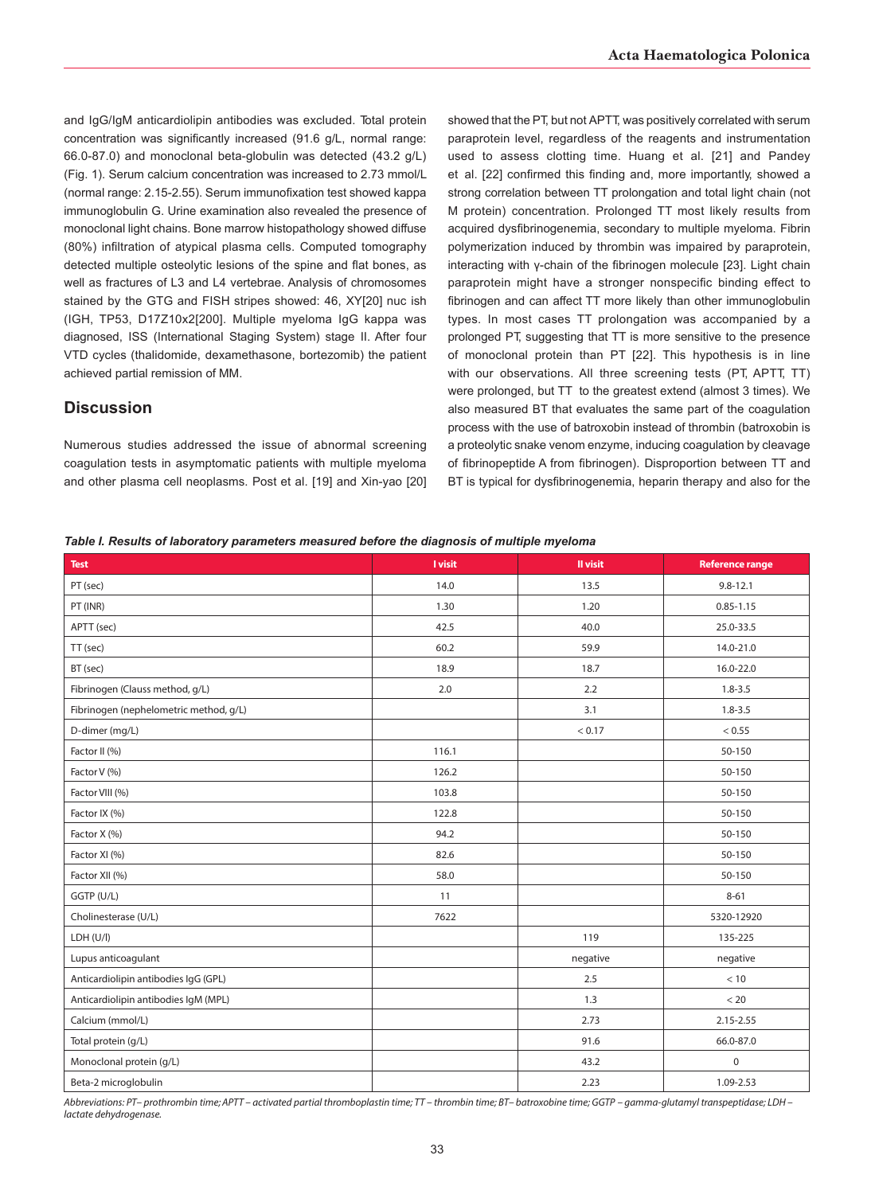and IgG/IgM anticardiolipin antibodies was excluded. Total protein concentration was significantly increased (91.6 g/L, normal range: 66.0-87.0) and monoclonal beta-globulin was detected (43.2 g/L) (Fig. 1). Serum calcium concentration was increased to 2.73 mmol/L (normal range: 2.15-2.55). Serum immunofixation test showed kappa immunoglobulin G. Urine examination also revealed the presence of monoclonal light chains. Bone marrow histopathology showed diffuse (80%) infiltration of atypical plasma cells. Computed tomography detected multiple osteolytic lesions of the spine and flat bones, as well as fractures of L3 and L4 vertebrae. Analysis of chromosomes stained by the GTG and FISH stripes showed: 46, XY[20] nuc ish (IGH, TP53, D17Z10x2[200]. Multiple myeloma IgG kappa was diagnosed, ISS (International Staging System) stage II. After four VTD cycles (thalidomide, dexamethasone, bortezomib) the patient achieved partial remission of MM.

## Discussion

Numerous studies addressed the issue of abnormal screening coagulation tests in asymptomatic patients with multiple myeloma and other plasma cell neoplasms. Post et al. [19] and Xin-yao [20] showed that the PT, but not APTT, was positively correlated with serum paraprotein level, regardless of the reagents and instrumentation used to assess clotting time. Huang et al. [21] and Pandey et al. [22] confirmed this finding and, more importantly, showed a strong correlation between TT prolongation and total light chain (not M protein) concentration. Prolonged TT most likely results from acquired dysfibrinogenemia, secondary to multiple myeloma. Fibrin polymerization induced by thrombin was impaired by paraprotein, interacting with γ-chain of the fibrinogen molecule [23]. Light chain paraprotein might have a stronger nonspecific binding effect to fibrinogen and can affect TT more likely than other immunoglobulin types. In most cases TT prolongation was accompanied by a prolonged PT, suggesting that TT is more sensitive to the presence of monoclonal protein than PT [22]. This hypothesis is in line with our observations. All three screening tests (PT, APTT, TT) were prolonged, but TT to the greatest extend (almost 3 times). We also measured BT that evaluates the same part of the coagulation process with the use of batroxobin instead of thrombin (batroxobin is a proteolytic snake venom enzyme, inducing coagulation by cleavage of fibrinopeptide A from fibrinogen). Disproportion between TT and BT is typical for dysfibrinogenemia, heparin therapy and also for the

***Table I. Results of laboratory parameters measured before the diagnosis of multiple myeloma***

| Test | I visit | II visit | Reference range |
|---|---|---|---|
| PT (sec) | 14.0 | 13.5 | 9.8-12.1 |
| PT (INR) | 1.30 | 1.20 | 0.85-1.15 |
| APTT (sec) | 42.5 | 40.0 | 25.0-33.5 |
| TT (sec) | 60.2 | 59.9 | 14.0-21.0 |
| BT (sec) | 18.9 | 18.7 | 16.0-22.0 |
| Fibrinogen (Clauss method, g/L) | 2.0 | 2.2 | 1.8-3.5 |
| Fibrinogen (nephelometric method, g/L) | | 3.1 | 1.8-3.5 |
| D-dimer (mg/L) | | < 0.17 | < 0.55 |
| Factor II (%) | 116.1 | | 50-150 |
| Factor V (%) | 126.2 | | 50-150 |
| Factor VIII (%) | 103.8 | | 50-150 |
| Factor IX (%) | 122.8 | | 50-150 |
| Factor X (%) | 94.2 | | 50-150 |
| Factor XI (%) | 82.6 | | 50-150 |
| Factor XII (%) | 58.0 | | 50-150 |
| GGTP (U/L) | 11 | | 8-61 |
| Cholinesterase (U/L) | 7622 | | 5320-12920 |
| LDH (U/l) | | 119 | 135-225 |
| Lupus anticoagulant | | negative | negative |
| Anticardiolipin antibodies IgG (GPL) | | 2.5 | < 10 |
| Anticardiolipin antibodies IgM (MPL) | | 1.3 | < 20 |
| Calcium (mmol/L) | | 2.73 | 2.15-2.55 |
| Total protein (g/L) | | 91.6 | 66.0-87.0 |
| Monoclonal protein (g/L) | | 43.2 | 0 |
| Beta-2 microglobulin | | 2.23 | 1.09-2.53 |

*Abbreviations: PT– prothrombin time; APTT – activated partial thromboplastin time; TT – thrombin time; BT– batroxobine time; GGTP – gamma-glutamyl transpeptidase; LDH – lactate dehydrogenase.*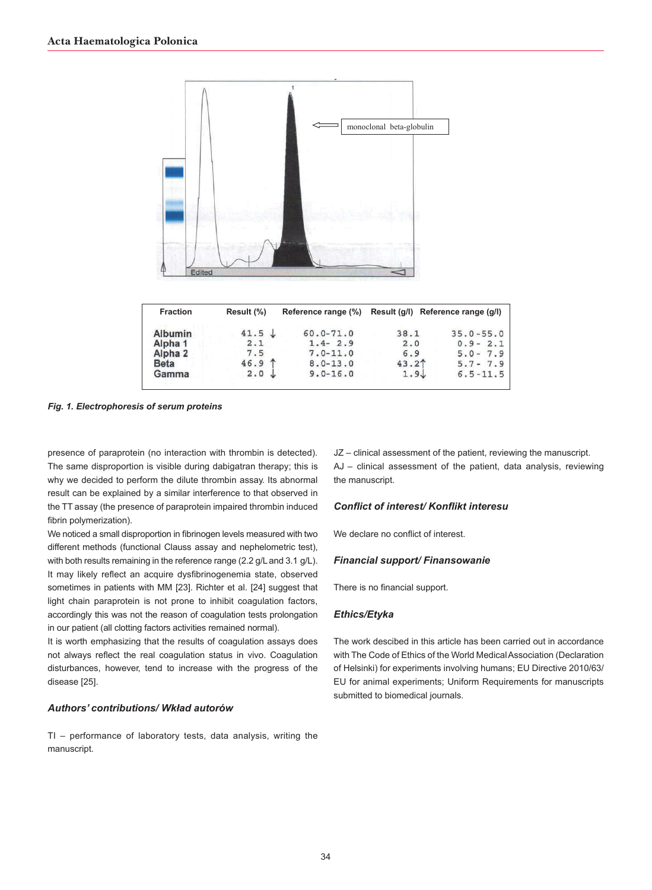| Fraction | Result (%) | Reference range (%) | Result (g/l) | Reference range (g/l) |
|---|---|---|---|---|
| Albumin | 41.5 ↓ | 60.0-71.0 | 38.1 | 35.0-55.0 |
| Alpha 1 | 2.1 | 1.4- 2.9 | 2.0 | 0.9- 2.1 |
| Alpha 2 | 7.5 | 7.0-11.0 | 6.9 | 5.0- 7.9 |
| Beta | 46.9 ↑ | 8.0-13.0 | 43.2↑ | 5.7- 7.9 |
| Gamma | 2.0 ↓ | 9.0-16.0 | 1.9↓ | 6.5-11.5 |

*Fig. 1. Electrophoresis of serum proteins*

presence of paraprotein (no interaction with thrombin is detected). The same disproportion is visible during dabigatran therapy; this is why we decided to perform the dilute thrombin assay. Its abnormal result can be explained by a similar interference to that observed in the TT assay (the presence of paraprotein impaired thrombin induced fibrin polymerization).

We noticed a small disproportion in fibrinogen levels measured with two different methods (functional Clauss assay and nephelometric test), with both results remaining in the reference range (2.2 g/L and 3.1 g/L). It may likely reflect an acquire dysfibrinogenemia state, observed sometimes in patients with MM [23]. Richter et al. [24] suggest that light chain paraprotein is not prone to inhibit coagulation factors, accordingly this was not the reason of coagulation tests prolongation in our patient (all clotting factors activities remained normal).

It is worth emphasizing that the results of coagulation assays does not always reflect the real coagulation status in vivo. Coagulation disturbances, however, tend to increase with the progress of the disease [25].

### *Authors' contributions/ Wkład autorów*

TI – performance of laboratory tests, data analysis, writing the manuscript.

JZ – clinical assessment of the patient, reviewing the manuscript.

AJ – clinical assessment of the patient, data analysis, reviewing the manuscript.

### *Conflict of interest/ Konflikt interesu*

We declare no conflict of interest.

### *Financial support/ Finansowanie*

There is no financial support.

### *Ethics/Etyka*

The work descibed in this article has been carried out in accordance with The Code of Ethics of the World Medical Association (Declaration of Helsinki) for experiments involving humans; EU Directive 2010/63/EU for animal experiments; Uniform Requirements for manuscripts submitted to biomedical journals.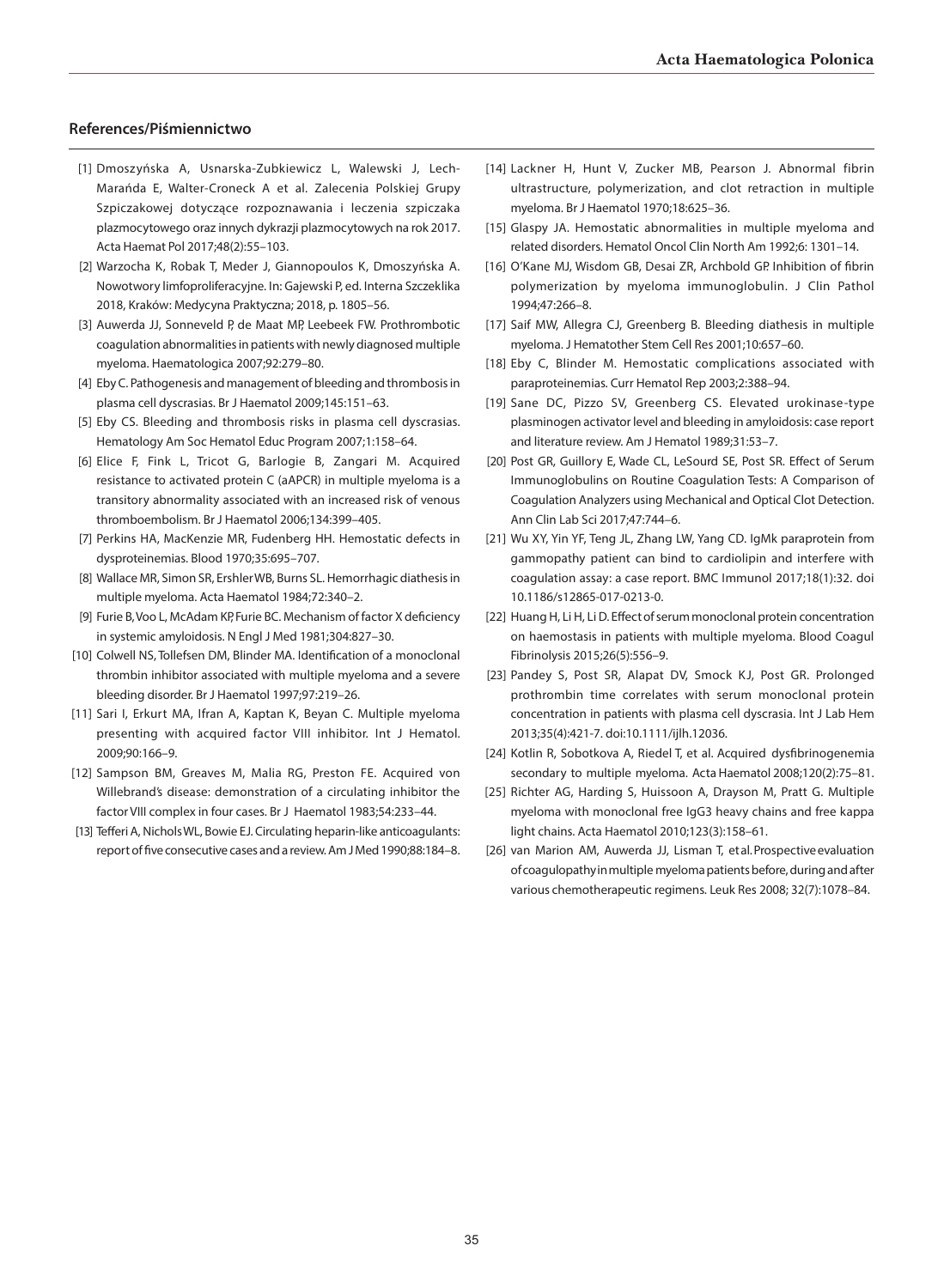## References/Piśmiennictwo

[1] Dmoszyńska A, Usnarska-Zubkiewicz L, Walewski J, Lech-Marańda E, Walter-Croneck A et al. Zalecenia Polskiej Grupy Szpiczakowej dotyczące rozpoznawania i leczenia szpiczaka plazmocytowego oraz innych dykrazji plazmocytowych na rok 2017. Acta Haemat Pol 2017;48(2):55–103.

[2] Warzocha K, Robak T, Meder J, Giannopoulos K, Dmoszyńska A. Nowotwory limfoproliferacyjne. In: Gajewski P, ed. Interna Szczeklika 2018, Kraków: Medycyna Praktyczna; 2018, p. 1805–56.

[3] Auwerda JJ, Sonneveld P, de Maat MP, Leebeek FW. Prothrombotic coagulation abnormalities in patients with newly diagnosed multiple myeloma. Haematologica 2007;92:279–80.

[4] Eby C. Pathogenesis and management of bleeding and thrombosis in plasma cell dyscrasias. Br J Haematol 2009;145:151–63.

[5] Eby CS. Bleeding and thrombosis risks in plasma cell dyscrasias. Hematology Am Soc Hematol Educ Program 2007;1:158–64.

[6] Elice F, Fink L, Tricot G, Barlogie B, Zangari M. Acquired resistance to activated protein C (aAPCR) in multiple myeloma is a transitory abnormality associated with an increased risk of venous thromboembolism. Br J Haematol 2006;134:399–405.

[7] Perkins HA, MacKenzie MR, Fudenberg HH. Hemostatic defects in dysproteinemias. Blood 1970;35:695–707.

[8] Wallace MR, Simon SR, Ershler WB, Burns SL. Hemorrhagic diathesis in multiple myeloma. Acta Haematol 1984;72:340–2.

[9] Furie B, Voo L, McAdam KP, Furie BC. Mechanism of factor X deficiency in systemic amyloidosis. N Engl J Med 1981;304:827–30.

[10] Colwell NS, Tollefsen DM, Blinder MA. Identification of a monoclonal thrombin inhibitor associated with multiple myeloma and a severe bleeding disorder. Br J Haematol 1997;97:219–26.

[11] Sari I, Erkurt MA, Ifran A, Kaptan K, Beyan C. Multiple myeloma presenting with acquired factor VIII inhibitor. Int J Hematol. 2009;90:166–9.

[12] Sampson BM, Greaves M, Malia RG, Preston FE. Acquired von Willebrand's disease: demonstration of a circulating inhibitor the factor VIII complex in four cases. Br J Haematol 1983;54:233–44.

[13] Tefferi A, Nichols WL, Bowie EJ. Circulating heparin-like anticoagulants: report of five consecutive cases and a review. Am J Med 1990;88:184–8.

[14] Lackner H, Hunt V, Zucker MB, Pearson J. Abnormal fibrin ultrastructure, polymerization, and clot retraction in multiple myeloma. Br J Haematol 1970;18:625–36.

[15] Glaspy JA. Hemostatic abnormalities in multiple myeloma and related disorders. Hematol Oncol Clin North Am 1992;6: 1301–14.

[16] O'Kane MJ, Wisdom GB, Desai ZR, Archbold GP. Inhibition of fibrin polymerization by myeloma immunoglobulin. J Clin Pathol 1994;47:266–8.

[17] Saif MW, Allegra CJ, Greenberg B. Bleeding diathesis in multiple myeloma. J Hematother Stem Cell Res 2001;10:657–60.

[18] Eby C, Blinder M. Hemostatic complications associated with paraproteinemias. Curr Hematol Rep 2003;2:388–94.

[19] Sane DC, Pizzo SV, Greenberg CS. Elevated urokinase-type plasminogen activator level and bleeding in amyloidosis: case report and literature review. Am J Hematol 1989;31:53–7.

[20] Post GR, Guillory E, Wade CL, LeSourd SE, Post SR. Effect of Serum Immunoglobulins on Routine Coagulation Tests: A Comparison of Coagulation Analyzers using Mechanical and Optical Clot Detection. Ann Clin Lab Sci 2017;47:744–6.

[21] Wu XY, Yin YF, Teng JL, Zhang LW, Yang CD. IgMk paraprotein from gammopathy patient can bind to cardiolipin and interfere with coagulation assay: a case report. BMC Immunol 2017;18(1):32. doi 10.1186/s12865-017-0213-0.

[22] Huang H, Li H, Li D. Effect of serum monoclonal protein concentration on haemostasis in patients with multiple myeloma. Blood Coagul Fibrinolysis 2015;26(5):556–9.

[23] Pandey S, Post SR, Alapat DV, Smock KJ, Post GR. Prolonged prothrombin time correlates with serum monoclonal protein concentration in patients with plasma cell dyscrasia. Int J Lab Hem 2013;35(4):421-7. doi:10.1111/ijlh.12036.

[24] Kotlin R, Sobotkova A, Riedel T, et al. Acquired dysfibrinogenemia secondary to multiple myeloma. Acta Haematol 2008;120(2):75–81.

[25] Richter AG, Harding S, Huissoon A, Drayson M, Pratt G. Multiple myeloma with monoclonal free IgG3 heavy chains and free kappa light chains. Acta Haematol 2010;123(3):158–61.

[26] van Marion AM, Auwerda JJ, Lisman T, et al. Prospective evaluation of coagulopathy in multiple myeloma patients before, during and after various chemotherapeutic regimens. Leuk Res 2008; 32(7):1078–84.